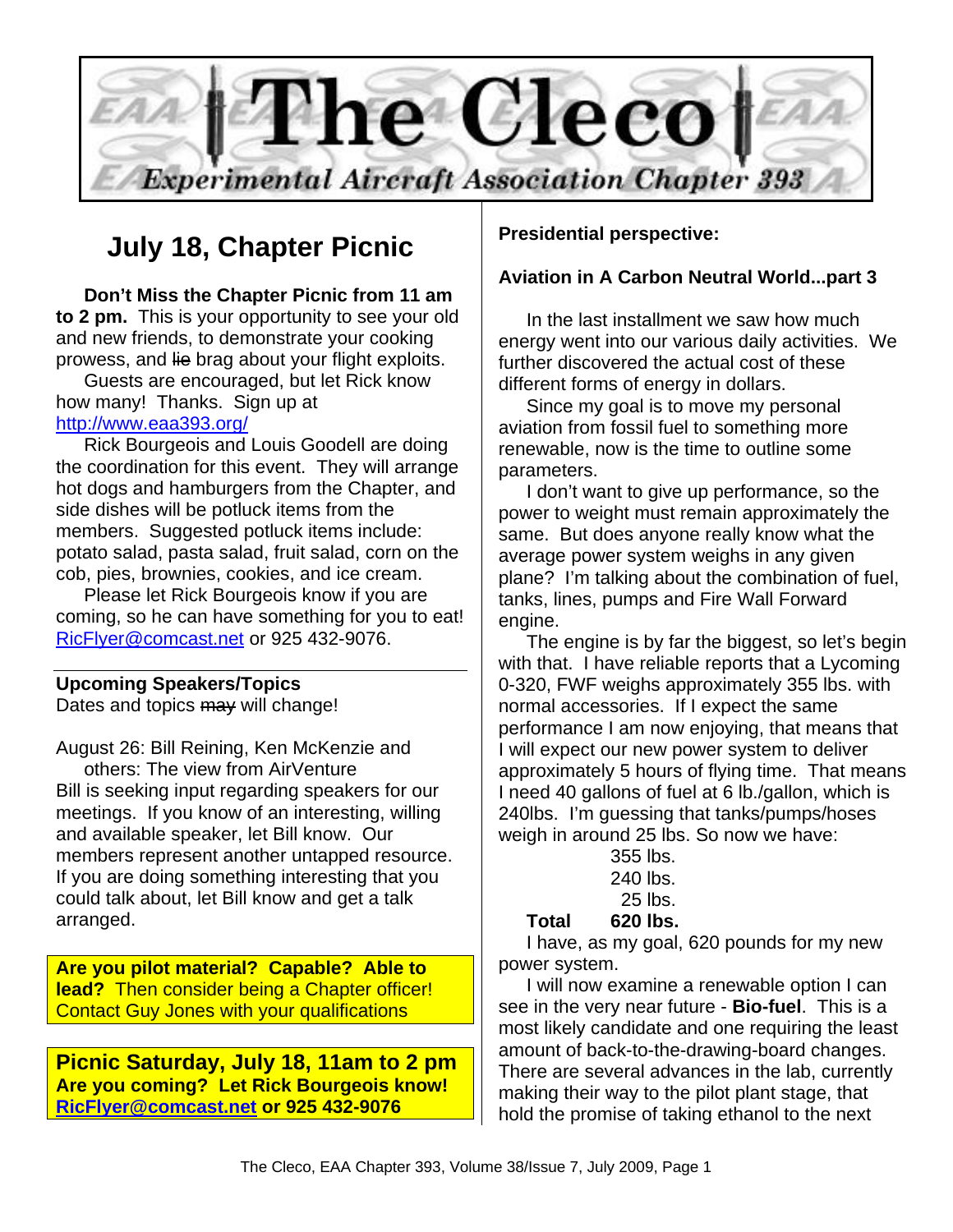# The Cleco

*Experimental Aircraft Association Chapter 393*

## July 18, Chapter Picnic

**Don't Miss the Chapter Picnic from 11 am to 2 pm.** This is your opportunity to see your old and new friends, to demonstrate your cooking prowess, and ~~lie~~ brag about your flight exploits.

Guests are encouraged, but let Rick know how many! Thanks. Sign up at http://www.eaa393.org/

Rick Bourgeois and Louis Goodell are doing the coordination for this event. They will arrange hot dogs and hamburgers from the Chapter, and side dishes will be potluck items from the members. Suggested potluck items include: potato salad, pasta salad, fruit salad, corn on the cob, pies, brownies, cookies, and ice cream.

Please let Rick Bourgeois know if you are coming, so he can have something for you to eat! RicFlyer@comcast.net or 925 432-9076.

**Upcoming Speakers/Topics**

Dates and topics ~~may~~ will change!

August 26: Bill Reining, Ken McKenzie and others: The view from AirVenture

Bill is seeking input regarding speakers for our meetings. If you know of an interesting, willing and available speaker, let Bill know. Our members represent another untapped resource. If you are doing something interesting that you could talk about, let Bill know and get a talk arranged.

**Are you pilot material? Capable? Able to lead?** Then consider being a Chapter officer! Contact Guy Jones with your qualifications

**Picnic Saturday, July 18, 11am to 2 pm**
**Are you coming? Let Rick Bourgeois know!**
**RicFlyer@comcast.net or 925 432-9076**

**Presidential perspective:**

**Aviation in A Carbon Neutral World...part 3**

In the last installment we saw how much energy went into our various daily activities. We further discovered the actual cost of these different forms of energy in dollars.

Since my goal is to move my personal aviation from fossil fuel to something more renewable, now is the time to outline some parameters.

I don't want to give up performance, so the power to weight must remain approximately the same. But does anyone really know what the average power system weighs in any given plane? I'm talking about the combination of fuel, tanks, lines, pumps and Fire Wall Forward engine.

The engine is by far the biggest, so let's begin with that. I have reliable reports that a Lycoming 0-320, FWF weighs approximately 355 lbs. with normal accessories. If I expect the same performance I am now enjoying, that means that I will expect our new power system to deliver approximately 5 hours of flying time. That means I need 40 gallons of fuel at 6 lb./gallon, which is 240lbs. I'm guessing that tanks/pumps/hoses weigh in around 25 lbs. So now we have:

| | |
|---|---|
| | 355 lbs. |
| | 240 lbs. |
| | 25 lbs. |
| **Total** | **620 lbs.** |

I have, as my goal, 620 pounds for my new power system.

I will now examine a renewable option I can see in the very near future - **Bio-fuel**. This is a most likely candidate and one requiring the least amount of back-to-the-drawing-board changes. There are several advances in the lab, currently making their way to the pilot plant stage, that hold the promise of taking ethanol to the next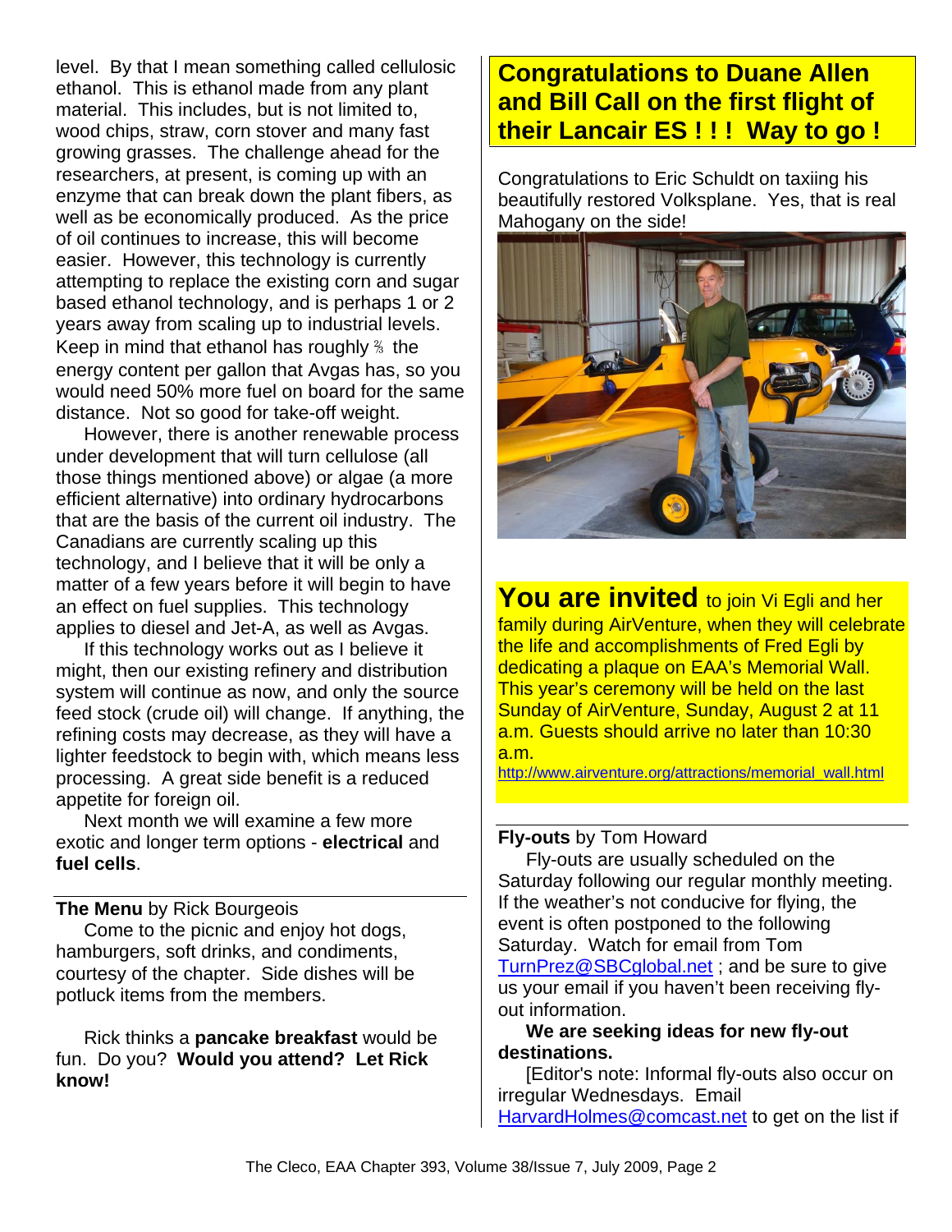level. By that I mean something called cellulosic ethanol. This is ethanol made from any plant material. This includes, but is not limited to, wood chips, straw, corn stover and many fast growing grasses. The challenge ahead for the researchers, at present, is coming up with an enzyme that can break down the plant fibers, as well as be economically produced. As the price of oil continues to increase, this will become easier. However, this technology is currently attempting to replace the existing corn and sugar based ethanol technology, and is perhaps 1 or 2 years away from scaling up to industrial levels. Keep in mind that ethanol has roughly ⅔ the energy content per gallon that Avgas has, so you would need 50% more fuel on board for the same distance. Not so good for take-off weight.

However, there is another renewable process under development that will turn cellulose (all those things mentioned above) or algae (a more efficient alternative) into ordinary hydrocarbons that are the basis of the current oil industry. The Canadians are currently scaling up this technology, and I believe that it will be only a matter of a few years before it will begin to have an effect on fuel supplies. This technology applies to diesel and Jet-A, as well as Avgas.

If this technology works out as I believe it might, then our existing refinery and distribution system will continue as now, and only the source feed stock (crude oil) will change. If anything, the refining costs may decrease, as they will have a lighter feedstock to begin with, which means less processing. A great side benefit is a reduced appetite for foreign oil.

Next month we will examine a few more exotic and longer term options - **electrical** and **fuel cells**.

**The Menu** by Rick Bourgeois

Come to the picnic and enjoy hot dogs, hamburgers, soft drinks, and condiments, courtesy of the chapter. Side dishes will be potluck items from the members.

Rick thinks a **pancake breakfast** would be fun. Do you? **Would you attend? Let Rick know!**

## Congratulations to Duane Allen and Bill Call on the first flight of their Lancair ES ! ! ! Way to go !

Congratulations to Eric Schuldt on taxiing his beautifully restored Volksplane. Yes, that is real Mahogany on the side!

**You are invited** to join Vi Egli and her family during AirVenture, when they will celebrate the life and accomplishments of Fred Egli by dedicating a plaque on EAA's Memorial Wall. This year's ceremony will be held on the last Sunday of AirVenture, Sunday, August 2 at 11 a.m. Guests should arrive no later than 10:30 a.m.
http://www.airventure.org/attractions/memorial_wall.html

**Fly-outs** by Tom Howard

Fly-outs are usually scheduled on the Saturday following our regular monthly meeting. If the weather's not conducive for flying, the event is often postponed to the following Saturday. Watch for email from Tom TurnPrez@SBCglobal.net ; and be sure to give us your email if you haven't been receiving fly-out information.

**We are seeking ideas for new fly-out destinations.**

[Editor's note: Informal fly-outs also occur on irregular Wednesdays. Email HarvardHolmes@comcast.net to get on the list if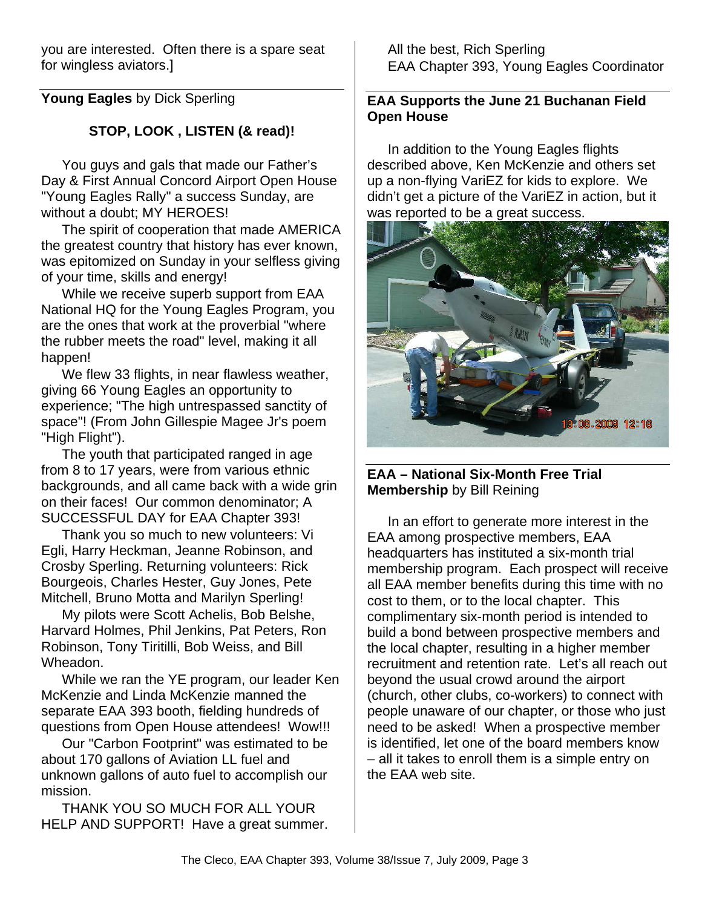you are interested. Often there is a spare seat for wingless aviators.]

**Young Eagles** by Dick Sperling

**STOP, LOOK , LISTEN (& read)!**

You guys and gals that made our Father's Day & First Annual Concord Airport Open House "Young Eagles Rally" a success Sunday, are without a doubt; MY HEROES!

The spirit of cooperation that made AMERICA the greatest country that history has ever known, was epitomized on Sunday in your selfless giving of your time, skills and energy!

While we receive superb support from EAA National HQ for the Young Eagles Program, you are the ones that work at the proverbial "where the rubber meets the road" level, making it all happen!

We flew 33 flights, in near flawless weather, giving 66 Young Eagles an opportunity to experience; "The high untrespassed sanctity of space"! (From John Gillespie Magee Jr's poem "High Flight").

The youth that participated ranged in age from 8 to 17 years, were from various ethnic backgrounds, and all came back with a wide grin on their faces! Our common denominator; A SUCCESSFUL DAY for EAA Chapter 393!

Thank you so much to new volunteers: Vi Egli, Harry Heckman, Jeanne Robinson, and Crosby Sperling. Returning volunteers: Rick Bourgeois, Charles Hester, Guy Jones, Pete Mitchell, Bruno Motta and Marilyn Sperling!

My pilots were Scott Achelis, Bob Belshe, Harvard Holmes, Phil Jenkins, Pat Peters, Ron Robinson, Tony Tiritilli, Bob Weiss, and Bill Wheadon.

While we ran the YE program, our leader Ken McKenzie and Linda McKenzie manned the separate EAA 393 booth, fielding hundreds of questions from Open House attendees! Wow!!!

Our "Carbon Footprint" was estimated to be about 170 gallons of Aviation LL fuel and unknown gallons of auto fuel to accomplish our mission.

THANK YOU SO MUCH FOR ALL YOUR HELP AND SUPPORT! Have a great summer.

All the best, Rich Sperling
EAA Chapter 393, Young Eagles Coordinator

**EAA Supports the June 21 Buchanan Field Open House**

In addition to the Young Eagles flights described above, Ken McKenzie and others set up a non-flying VariEZ for kids to explore. We didn't get a picture of the VariEZ in action, but it was reported to be a great success.

**EAA – National Six-Month Free Trial Membership** by Bill Reining

In an effort to generate more interest in the EAA among prospective members, EAA headquarters has instituted a six-month trial membership program. Each prospect will receive all EAA member benefits during this time with no cost to them, or to the local chapter. This complimentary six-month period is intended to build a bond between prospective members and the local chapter, resulting in a higher member recruitment and retention rate. Let's all reach out beyond the usual crowd around the airport (church, other clubs, co-workers) to connect with people unaware of our chapter, or those who just need to be asked! When a prospective member is identified, let one of the board members know – all it takes to enroll them is a simple entry on the EAA web site.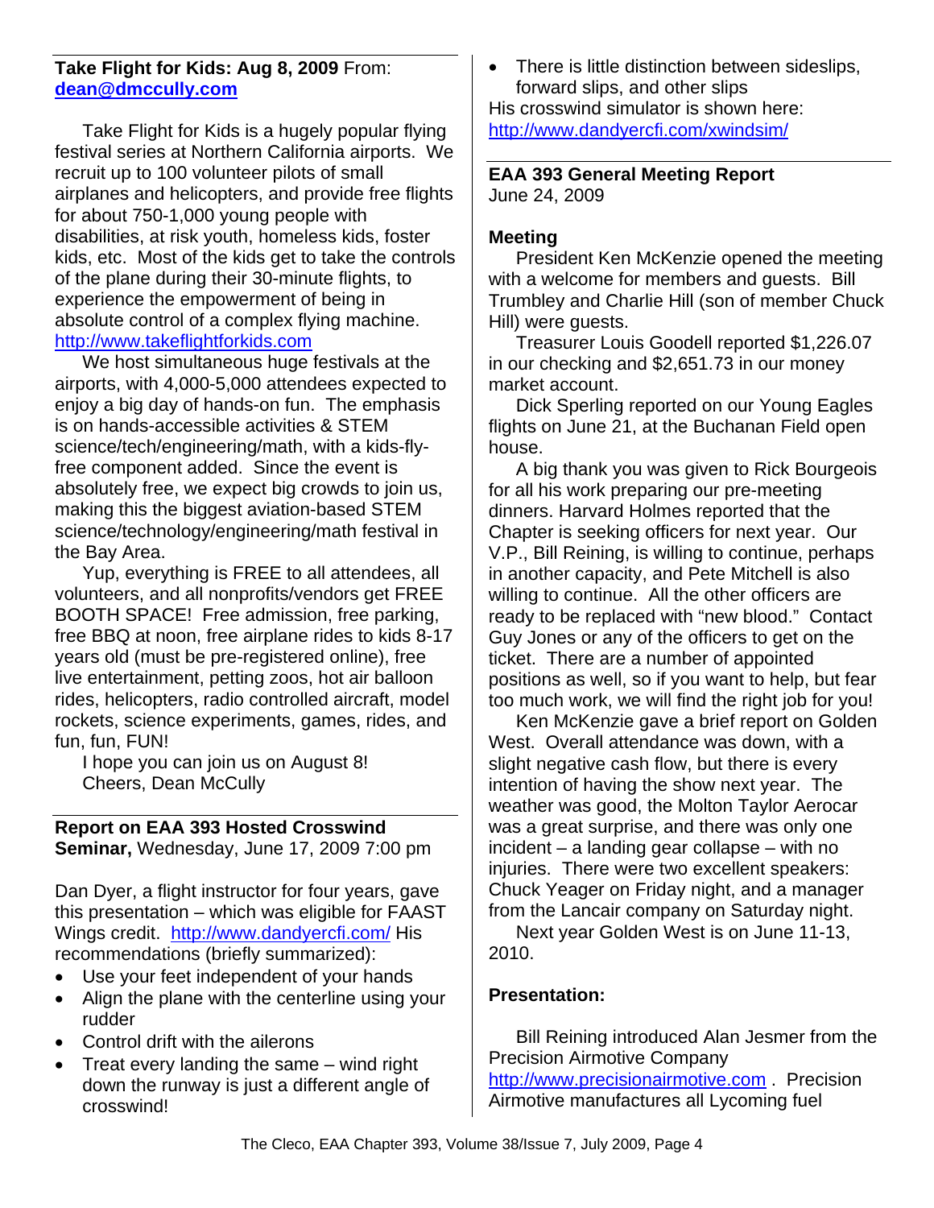**Take Flight for Kids: Aug 8, 2009** From: **dean@dmccully.com**

Take Flight for Kids is a hugely popular flying festival series at Northern California airports. We recruit up to 100 volunteer pilots of small airplanes and helicopters, and provide free flights for about 750-1,000 young people with disabilities, at risk youth, homeless kids, foster kids, etc. Most of the kids get to take the controls of the plane during their 30-minute flights, to experience the empowerment of being in absolute control of a complex flying machine. http://www.takeflightforkids.com

We host simultaneous huge festivals at the airports, with 4,000-5,000 attendees expected to enjoy a big day of hands-on fun. The emphasis is on hands-accessible activities & STEM science/tech/engineering/math, with a kids-fly-free component added. Since the event is absolutely free, we expect big crowds to join us, making this the biggest aviation-based STEM science/technology/engineering/math festival in the Bay Area.

Yup, everything is FREE to all attendees, all volunteers, and all nonprofits/vendors get FREE BOOTH SPACE! Free admission, free parking, free BBQ at noon, free airplane rides to kids 8-17 years old (must be pre-registered online), free live entertainment, petting zoos, hot air balloon rides, helicopters, radio controlled aircraft, model rockets, science experiments, games, rides, and fun, fun, FUN!

I hope you can join us on August 8!
Cheers, Dean McCully

**Report on EAA 393 Hosted Crosswind Seminar,** Wednesday, June 17, 2009 7:00 pm

Dan Dyer, a flight instructor for four years, gave this presentation – which was eligible for FAAST Wings credit. http://www.dandyercfi.com/ His recommendations (briefly summarized):

- Use your feet independent of your hands
- Align the plane with the centerline using your rudder
- Control drift with the ailerons
- Treat every landing the same – wind right down the runway is just a different angle of crosswind!
- There is little distinction between sideslips, forward slips, and other slips

His crosswind simulator is shown here: http://www.dandyercfi.com/xwindsim/

**EAA 393 General Meeting Report**
June 24, 2009

**Meeting**

President Ken McKenzie opened the meeting with a welcome for members and guests. Bill Trumbley and Charlie Hill (son of member Chuck Hill) were guests.

Treasurer Louis Goodell reported $1,226.07 in our checking and $2,651.73 in our money market account.

Dick Sperling reported on our Young Eagles flights on June 21, at the Buchanan Field open house.

A big thank you was given to Rick Bourgeois for all his work preparing our pre-meeting dinners. Harvard Holmes reported that the Chapter is seeking officers for next year. Our V.P., Bill Reining, is willing to continue, perhaps in another capacity, and Pete Mitchell is also willing to continue. All the other officers are ready to be replaced with "new blood." Contact Guy Jones or any of the officers to get on the ticket. There are a number of appointed positions as well, so if you want to help, but fear too much work, we will find the right job for you!

Ken McKenzie gave a brief report on Golden West. Overall attendance was down, with a slight negative cash flow, but there is every intention of having the show next year. The weather was good, the Molton Taylor Aerocar was a great surprise, and there was only one incident – a landing gear collapse – with no injuries. There were two excellent speakers: Chuck Yeager on Friday night, and a manager from the Lancair company on Saturday night.

Next year Golden West is on June 11-13, 2010.

**Presentation:**

Bill Reining introduced Alan Jesmer from the Precision Airmotive Company http://www.precisionairmotive.com . Precision Airmotive manufactures all Lycoming fuel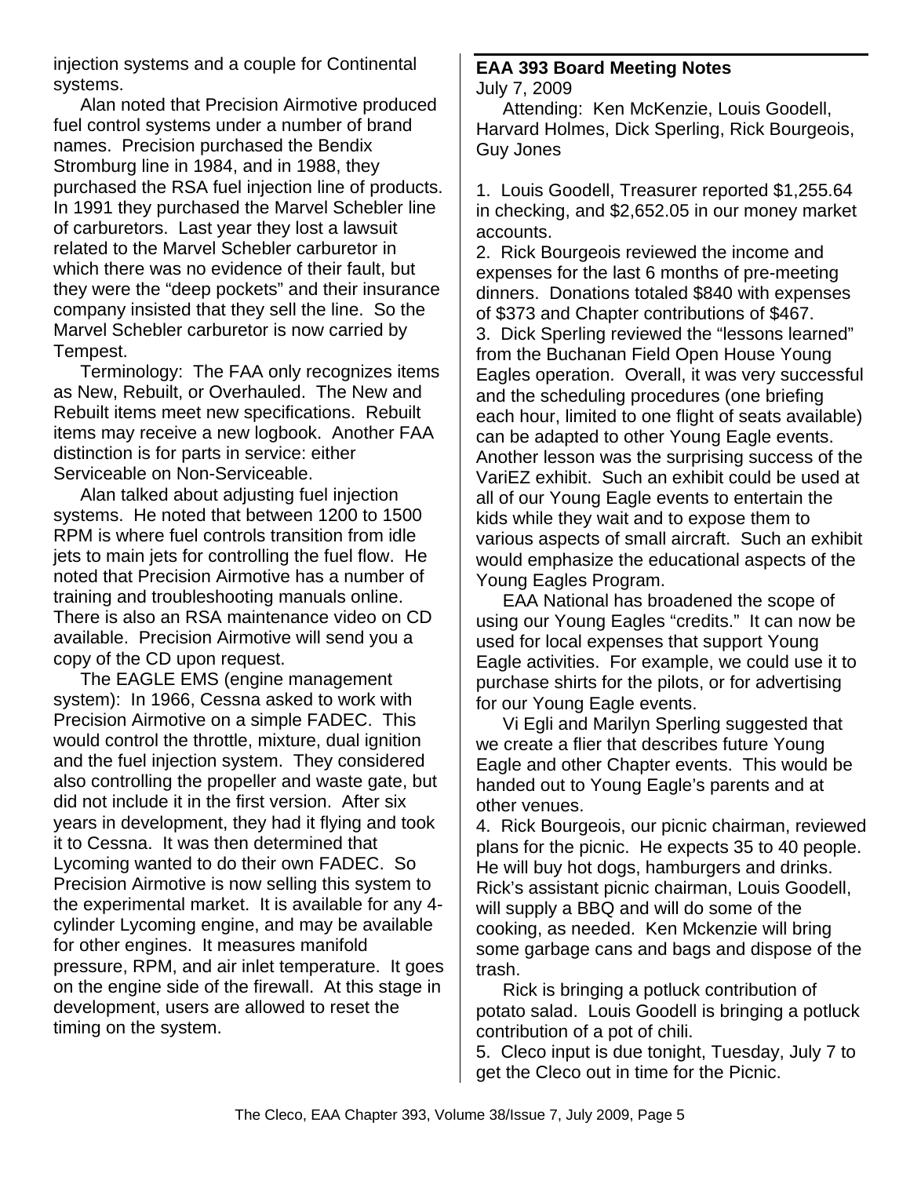injection systems and a couple for Continental systems.

Alan noted that Precision Airmotive produced fuel control systems under a number of brand names. Precision purchased the Bendix Stromburg line in 1984, and in 1988, they purchased the RSA fuel injection line of products. In 1991 they purchased the Marvel Schebler line of carburetors. Last year they lost a lawsuit related to the Marvel Schebler carburetor in which there was no evidence of their fault, but they were the "deep pockets" and their insurance company insisted that they sell the line. So the Marvel Schebler carburetor is now carried by Tempest.

Terminology: The FAA only recognizes items as New, Rebuilt, or Overhauled. The New and Rebuilt items meet new specifications. Rebuilt items may receive a new logbook. Another FAA distinction is for parts in service: either Serviceable on Non-Serviceable.

Alan talked about adjusting fuel injection systems. He noted that between 1200 to 1500 RPM is where fuel controls transition from idle jets to main jets for controlling the fuel flow. He noted that Precision Airmotive has a number of training and troubleshooting manuals online. There is also an RSA maintenance video on CD available. Precision Airmotive will send you a copy of the CD upon request.

The EAGLE EMS (engine management system): In 1966, Cessna asked to work with Precision Airmotive on a simple FADEC. This would control the throttle, mixture, dual ignition and the fuel injection system. They considered also controlling the propeller and waste gate, but did not include it in the first version. After six years in development, they had it flying and took it to Cessna. It was then determined that Lycoming wanted to do their own FADEC. So Precision Airmotive is now selling this system to the experimental market. It is available for any 4-cylinder Lycoming engine, and may be available for other engines. It measures manifold pressure, RPM, and air inlet temperature. It goes on the engine side of the firewall. At this stage in development, users are allowed to reset the timing on the system.

## EAA 393 Board Meeting Notes

July 7, 2009

Attending: Ken McKenzie, Louis Goodell, Harvard Holmes, Dick Sperling, Rick Bourgeois, Guy Jones

1. Louis Goodell, Treasurer reported $1,255.64 in checking, and $2,652.05 in our money market accounts.
2. Rick Bourgeois reviewed the income and expenses for the last 6 months of pre-meeting dinners. Donations totaled $840 with expenses of $373 and Chapter contributions of $467.
3. Dick Sperling reviewed the "lessons learned" from the Buchanan Field Open House Young Eagles operation. Overall, it was very successful and the scheduling procedures (one briefing each hour, limited to one flight of seats available) can be adapted to other Young Eagle events. Another lesson was the surprising success of the VariEZ exhibit. Such an exhibit could be used at all of our Young Eagle events to entertain the kids while they wait and to expose them to various aspects of small aircraft. Such an exhibit would emphasize the educational aspects of the Young Eagles Program.

   EAA National has broadened the scope of using our Young Eagles "credits." It can now be used for local expenses that support Young Eagle activities. For example, we could use it to purchase shirts for the pilots, or for advertising for our Young Eagle events.

   Vi Egli and Marilyn Sperling suggested that we create a flier that describes future Young Eagle and other Chapter events. This would be handed out to Young Eagle's parents and at other venues.
4. Rick Bourgeois, our picnic chairman, reviewed plans for the picnic. He expects 35 to 40 people. He will buy hot dogs, hamburgers and drinks. Rick's assistant picnic chairman, Louis Goodell, will supply a BBQ and will do some of the cooking, as needed. Ken Mckenzie will bring some garbage cans and bags and dispose of the trash.

   Rick is bringing a potluck contribution of potato salad. Louis Goodell is bringing a potluck contribution of a pot of chili.
5. Cleco input is due tonight, Tuesday, July 7 to get the Cleco out in time for the Picnic.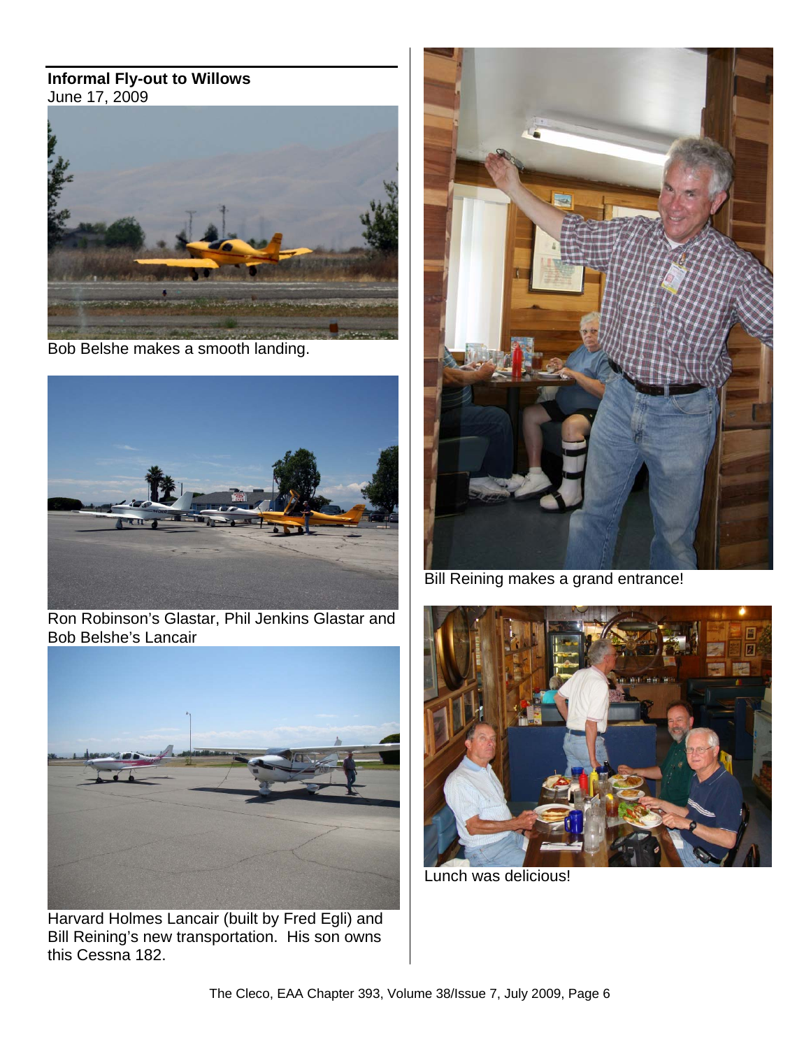**Informal Fly-out to Willows**
June 17, 2009

Bob Belshe makes a smooth landing.

Ron Robinson's Glastar, Phil Jenkins Glastar and Bob Belshe's Lancair

Harvard Holmes Lancair (built by Fred Egli) and Bill Reining's new transportation. His son owns this Cessna 182.

Bill Reining makes a grand entrance!

Lunch was delicious!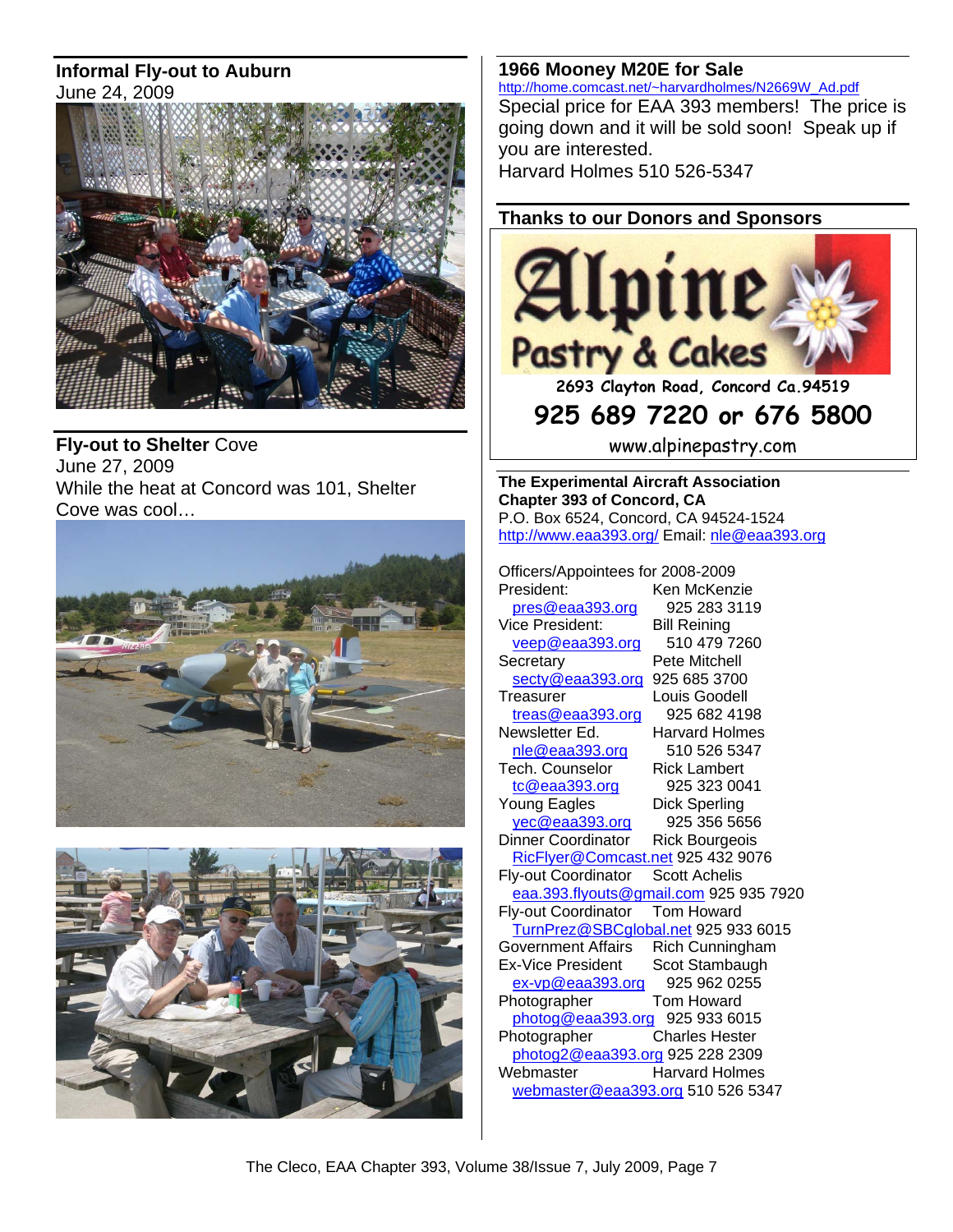## Informal Fly-out to Auburn

June 24, 2009

## Fly-out to Shelter Cove

June 27, 2009

While the heat at Concord was 101, Shelter Cove was cool…

## 1966 Mooney M20E for Sale

http://home.comcast.net/~harvardholmes/N2669W_Ad.pdf

Special price for EAA 393 members! The price is going down and it will be sold soon! Speak up if you are interested.

Harvard Holmes 510 526-5347

## Thanks to our Donors and Sponsors

**Alpine Pastry & Cakes**

2693 Clayton Road, Concord Ca.94519

**925 689 7220 or 676 5800**

www.alpinepastry.com

**The Experimental Aircraft Association**
**Chapter 393 of Concord, CA**
P.O. Box 6524, Concord, CA 94524-1524
http://www.eaa393.org/ Email: nle@eaa393.org

Officers/Appointees for 2008-2009

| Position | Name / Contact |
|---|---|
| President: | Ken McKenzie |
| pres@eaa393.org | 925 283 3119 |
| Vice President: | Bill Reining |
| veep@eaa393.org | 510 479 7260 |
| Secretary | Pete Mitchell |
| secty@eaa393.org | 925 685 3700 |
| Treasurer | Louis Goodell |
| treas@eaa393.org | 925 682 4198 |
| Newsletter Ed. | Harvard Holmes |
| nle@eaa393.org | 510 526 5347 |
| Tech. Counselor | Rick Lambert |
| tc@eaa393.org | 925 323 0041 |
| Young Eagles | Dick Sperling |
| yec@eaa393.org | 925 356 5656 |
| Dinner Coordinator | Rick Bourgeois |
| RicFlyer@Comcast.net | 925 432 9076 |
| Fly-out Coordinator | Scott Achelis |
| eaa.393.flyouts@gmail.com | 925 935 7920 |
| Fly-out Coordinator | Tom Howard |
| TurnPrez@SBCglobal.net | 925 933 6015 |
| Government Affairs | Rich Cunningham |
| Ex-Vice President | Scot Stambaugh |
| ex-vp@eaa393.org | 925 962 0255 |
| Photographer | Tom Howard |
| photog@eaa393.org | 925 933 6015 |
| Photographer | Charles Hester |
| photog2@eaa393.org | 925 228 2309 |
| Webmaster | Harvard Holmes |
| webmaster@eaa393.org | 510 526 5347 |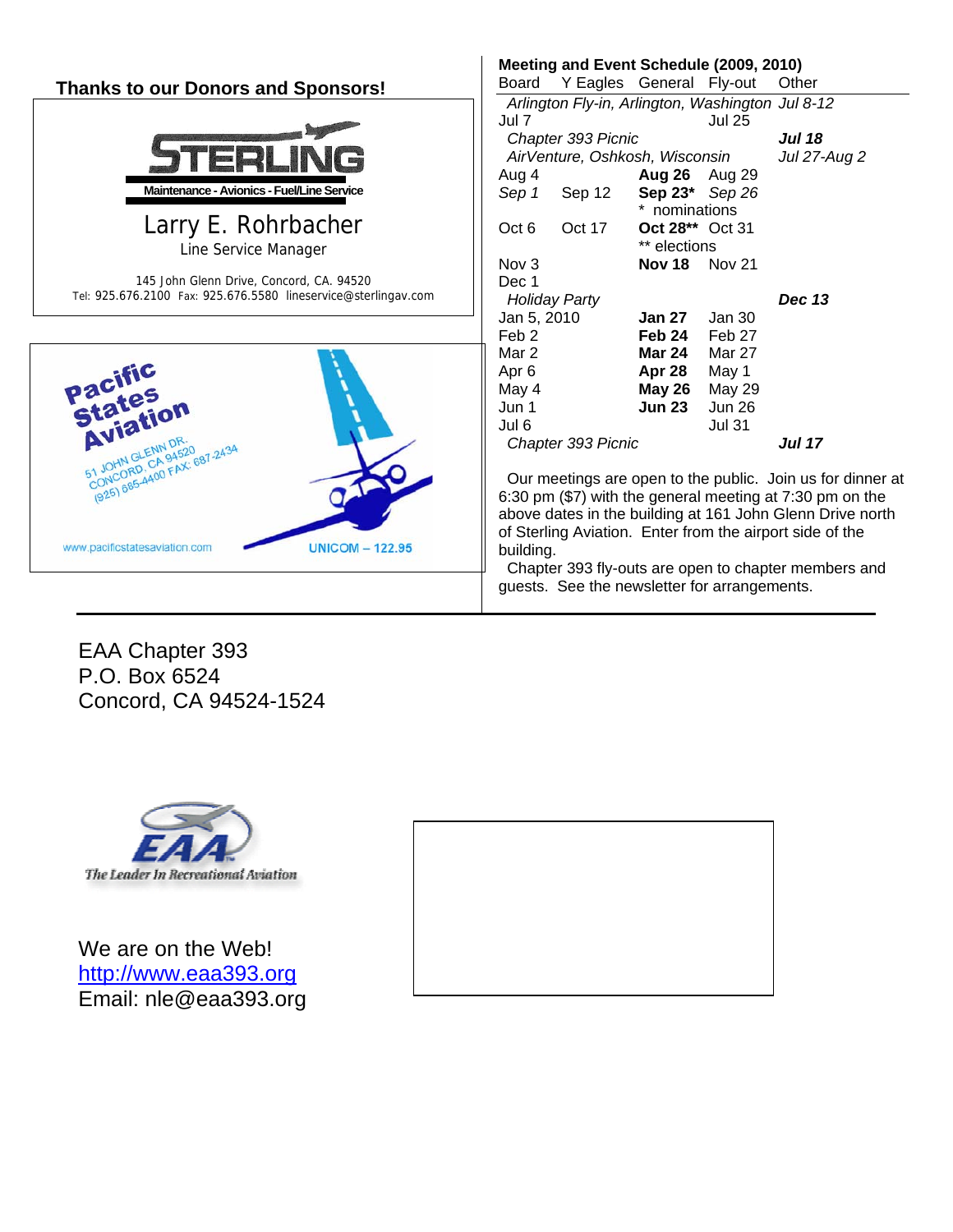## Thanks to our Donors and Sponsors!

STERLING

Maintenance - Avionics - Fuel/Line Service

Larry E. Rohrbacher
Line Service Manager

145 John Glenn Drive, Concord, CA. 94520
Tel: 925.676.2100 Fax: 925.676.5580 lineservice@sterlingav.com

Pacific States Aviation
51 JOHN GLENN DR.
CONCORD, CA 94520
(925) 685-4400 FAX: 687-2434

www.pacificstatesaviation.com UNICOM – 122.95

## Meeting and Event Schedule (2009, 2010)

| Board | Y Eagles | General | Fly-out | Other |
| --- | --- | --- | --- | --- |
| *Arlington Fly-in, Arlington, Washington* | | | | *Jul 8-12* |
| Jul 7 | | | Jul 25 | |
| *Chapter 393 Picnic* | | | | ***Jul 18*** |
| *AirVenture, Oshkosh, Wisconsin* | | | | *Jul 27-Aug 2* |
| Aug 4 | | **Aug 26** | Aug 29 | |
| *Sep 1* | Sep 12 | **Sep 23*** * nominations | *Sep 26* | |
| Oct 6 | Oct 17 | **Oct 28**** ** elections | Oct 31 | |
| Nov 3 | | **Nov 18** | Nov 21 | |
| Dec 1 | | | | |
| *Holiday Party* | | | | ***Dec 13*** |
| Jan 5, 2010 | | **Jan 27** | Jan 30 | |
| Feb 2 | | **Feb 24** | Feb 27 | |
| Mar 2 | | **Mar 24** | Mar 27 | |
| Apr 6 | | **Apr 28** | May 1 | |
| May 4 | | **May 26** | May 29 | |
| Jun 1 | | **Jun 23** | Jun 26 | |
| Jul 6 | | | Jul 31 | |
| *Chapter 393 Picnic* | | | | ***Jul 17*** |

Our meetings are open to the public. Join us for dinner at 6:30 pm ($7) with the general meeting at 7:30 pm on the above dates in the building at 161 John Glenn Drive north of Sterling Aviation. Enter from the airport side of the building.

Chapter 393 fly-outs are open to chapter members and guests. See the newsletter for arrangements.

EAA Chapter 393
P.O. Box 6524
Concord, CA 94524-1524

EAA
The Leader In Recreational Aviation

We are on the Web!
http://www.eaa393.org
Email: nle@eaa393.org